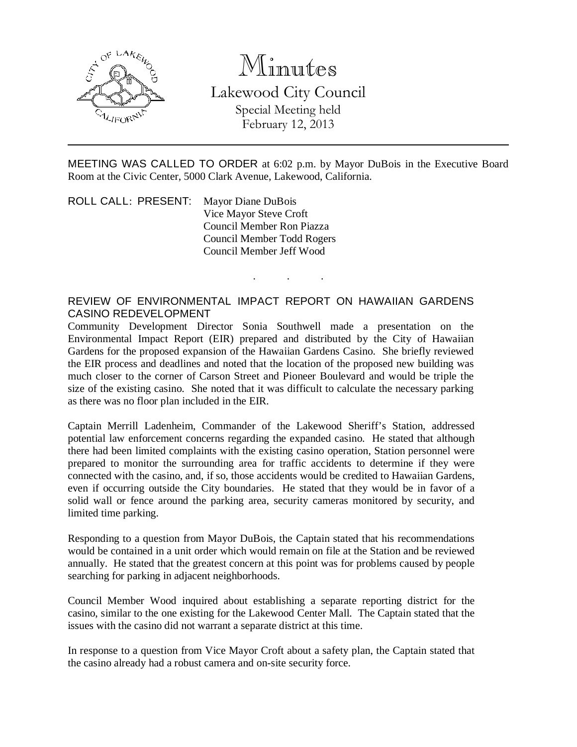# Minutes

## Lakewood City Council

Special Meeting held
February 12, 2013

---

MEETING WAS CALLED TO ORDER at 6:02 p.m. by Mayor DuBois in the Executive Board Room at the Civic Center, 5000 Clark Avenue, Lakewood, California.

ROLL CALL: PRESENT: Mayor Diane DuBois
Vice Mayor Steve Croft
Council Member Ron Piazza
Council Member Todd Rogers
Council Member Jeff Wood

. . .

REVIEW OF ENVIRONMENTAL IMPACT REPORT ON HAWAIIAN GARDENS CASINO REDEVELOPMENT

Community Development Director Sonia Southwell made a presentation on the Environmental Impact Report (EIR) prepared and distributed by the City of Hawaiian Gardens for the proposed expansion of the Hawaiian Gardens Casino. She briefly reviewed the EIR process and deadlines and noted that the location of the proposed new building was much closer to the corner of Carson Street and Pioneer Boulevard and would be triple the size of the existing casino. She noted that it was difficult to calculate the necessary parking as there was no floor plan included in the EIR.

Captain Merrill Ladenheim, Commander of the Lakewood Sheriff's Station, addressed potential law enforcement concerns regarding the expanded casino. He stated that although there had been limited complaints with the existing casino operation, Station personnel were prepared to monitor the surrounding area for traffic accidents to determine if they were connected with the casino, and, if so, those accidents would be credited to Hawaiian Gardens, even if occurring outside the City boundaries. He stated that they would be in favor of a solid wall or fence around the parking area, security cameras monitored by security, and limited time parking.

Responding to a question from Mayor DuBois, the Captain stated that his recommendations would be contained in a unit order which would remain on file at the Station and be reviewed annually. He stated that the greatest concern at this point was for problems caused by people searching for parking in adjacent neighborhoods.

Council Member Wood inquired about establishing a separate reporting district for the casino, similar to the one existing for the Lakewood Center Mall. The Captain stated that the issues with the casino did not warrant a separate district at this time.

In response to a question from Vice Mayor Croft about a safety plan, the Captain stated that the casino already had a robust camera and on-site security force.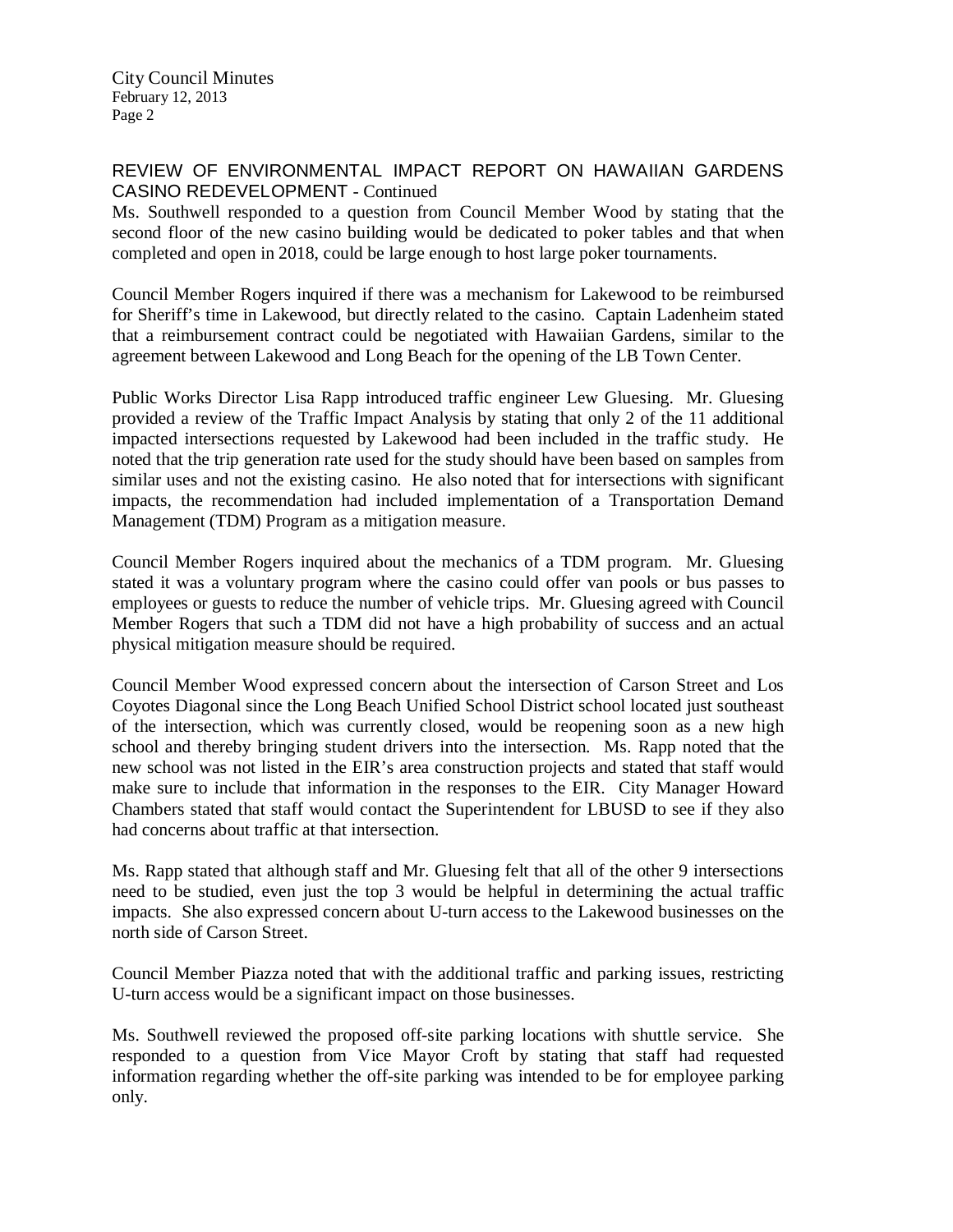## REVIEW OF ENVIRONMENTAL IMPACT REPORT ON HAWAIIAN GARDENS CASINO REDEVELOPMENT - Continued

Ms. Southwell responded to a question from Council Member Wood by stating that the second floor of the new casino building would be dedicated to poker tables and that when completed and open in 2018, could be large enough to host large poker tournaments.

Council Member Rogers inquired if there was a mechanism for Lakewood to be reimbursed for Sheriff's time in Lakewood, but directly related to the casino. Captain Ladenheim stated that a reimbursement contract could be negotiated with Hawaiian Gardens, similar to the agreement between Lakewood and Long Beach for the opening of the LB Town Center.

Public Works Director Lisa Rapp introduced traffic engineer Lew Gluesing. Mr. Gluesing provided a review of the Traffic Impact Analysis by stating that only 2 of the 11 additional impacted intersections requested by Lakewood had been included in the traffic study. He noted that the trip generation rate used for the study should have been based on samples from similar uses and not the existing casino. He also noted that for intersections with significant impacts, the recommendation had included implementation of a Transportation Demand Management (TDM) Program as a mitigation measure.

Council Member Rogers inquired about the mechanics of a TDM program. Mr. Gluesing stated it was a voluntary program where the casino could offer van pools or bus passes to employees or guests to reduce the number of vehicle trips. Mr. Gluesing agreed with Council Member Rogers that such a TDM did not have a high probability of success and an actual physical mitigation measure should be required.

Council Member Wood expressed concern about the intersection of Carson Street and Los Coyotes Diagonal since the Long Beach Unified School District school located just southeast of the intersection, which was currently closed, would be reopening soon as a new high school and thereby bringing student drivers into the intersection. Ms. Rapp noted that the new school was not listed in the EIR's area construction projects and stated that staff would make sure to include that information in the responses to the EIR. City Manager Howard Chambers stated that staff would contact the Superintendent for LBUSD to see if they also had concerns about traffic at that intersection.

Ms. Rapp stated that although staff and Mr. Gluesing felt that all of the other 9 intersections need to be studied, even just the top 3 would be helpful in determining the actual traffic impacts. She also expressed concern about U-turn access to the Lakewood businesses on the north side of Carson Street.

Council Member Piazza noted that with the additional traffic and parking issues, restricting U-turn access would be a significant impact on those businesses.

Ms. Southwell reviewed the proposed off-site parking locations with shuttle service. She responded to a question from Vice Mayor Croft by stating that staff had requested information regarding whether the off-site parking was intended to be for employee parking only.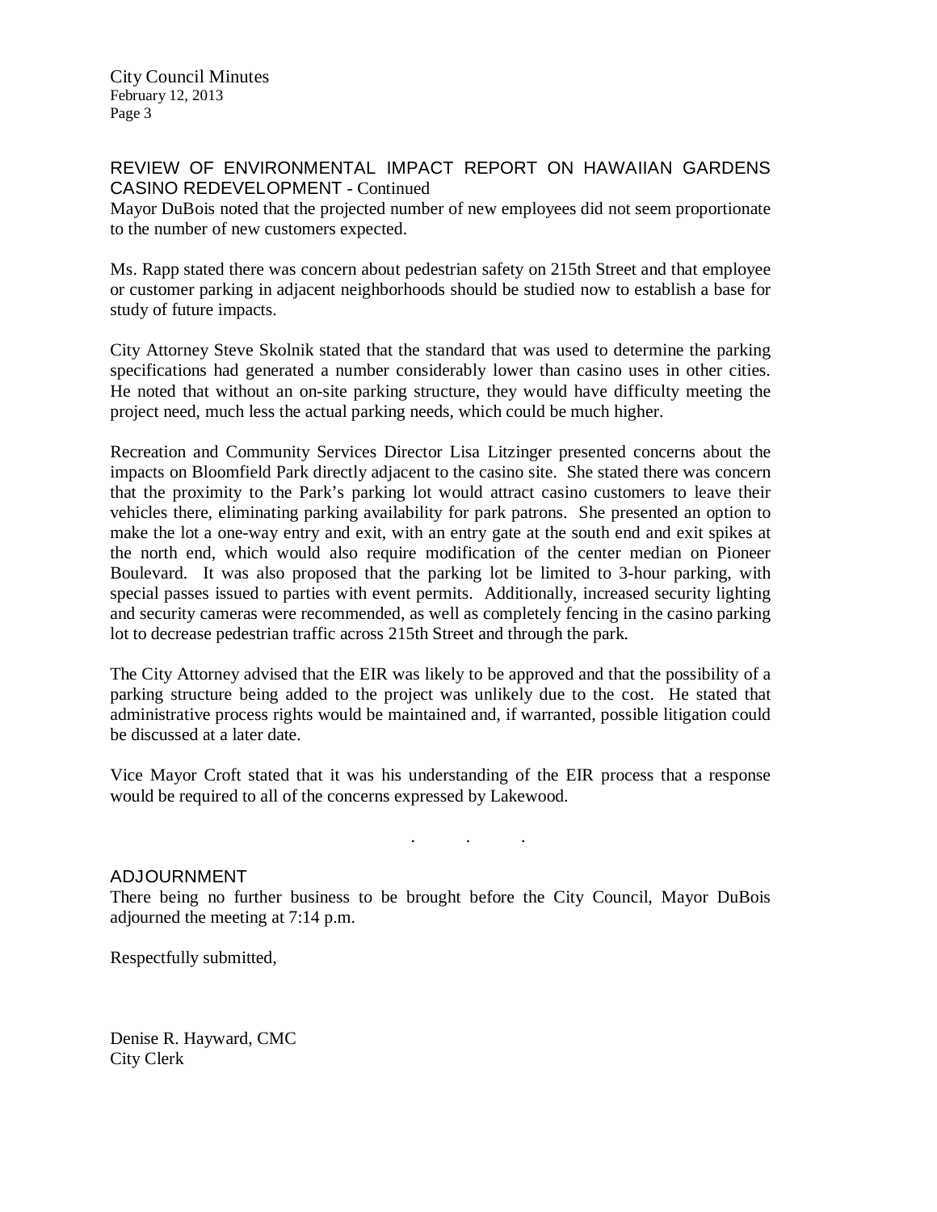## REVIEW OF ENVIRONMENTAL IMPACT REPORT ON HAWAIIAN GARDENS CASINO REDEVELOPMENT - Continued

Mayor DuBois noted that the projected number of new employees did not seem proportionate to the number of new customers expected.

Ms. Rapp stated there was concern about pedestrian safety on 215th Street and that employee or customer parking in adjacent neighborhoods should be studied now to establish a base for study of future impacts.

City Attorney Steve Skolnik stated that the standard that was used to determine the parking specifications had generated a number considerably lower than casino uses in other cities. He noted that without an on-site parking structure, they would have difficulty meeting the project need, much less the actual parking needs, which could be much higher.

Recreation and Community Services Director Lisa Litzinger presented concerns about the impacts on Bloomfield Park directly adjacent to the casino site. She stated there was concern that the proximity to the Park's parking lot would attract casino customers to leave their vehicles there, eliminating parking availability for park patrons. She presented an option to make the lot a one-way entry and exit, with an entry gate at the south end and exit spikes at the north end, which would also require modification of the center median on Pioneer Boulevard. It was also proposed that the parking lot be limited to 3-hour parking, with special passes issued to parties with event permits. Additionally, increased security lighting and security cameras were recommended, as well as completely fencing in the casino parking lot to decrease pedestrian traffic across 215th Street and through the park.

The City Attorney advised that the EIR was likely to be approved and that the possibility of a parking structure being added to the project was unlikely due to the cost. He stated that administrative process rights would be maintained and, if warranted, possible litigation could be discussed at a later date.

Vice Mayor Croft stated that it was his understanding of the EIR process that a response would be required to all of the concerns expressed by Lakewood.

. . .

## ADJOURNMENT

There being no further business to be brought before the City Council, Mayor DuBois adjourned the meeting at 7:14 p.m.

Respectfully submitted,

Denise R. Hayward, CMC
City Clerk